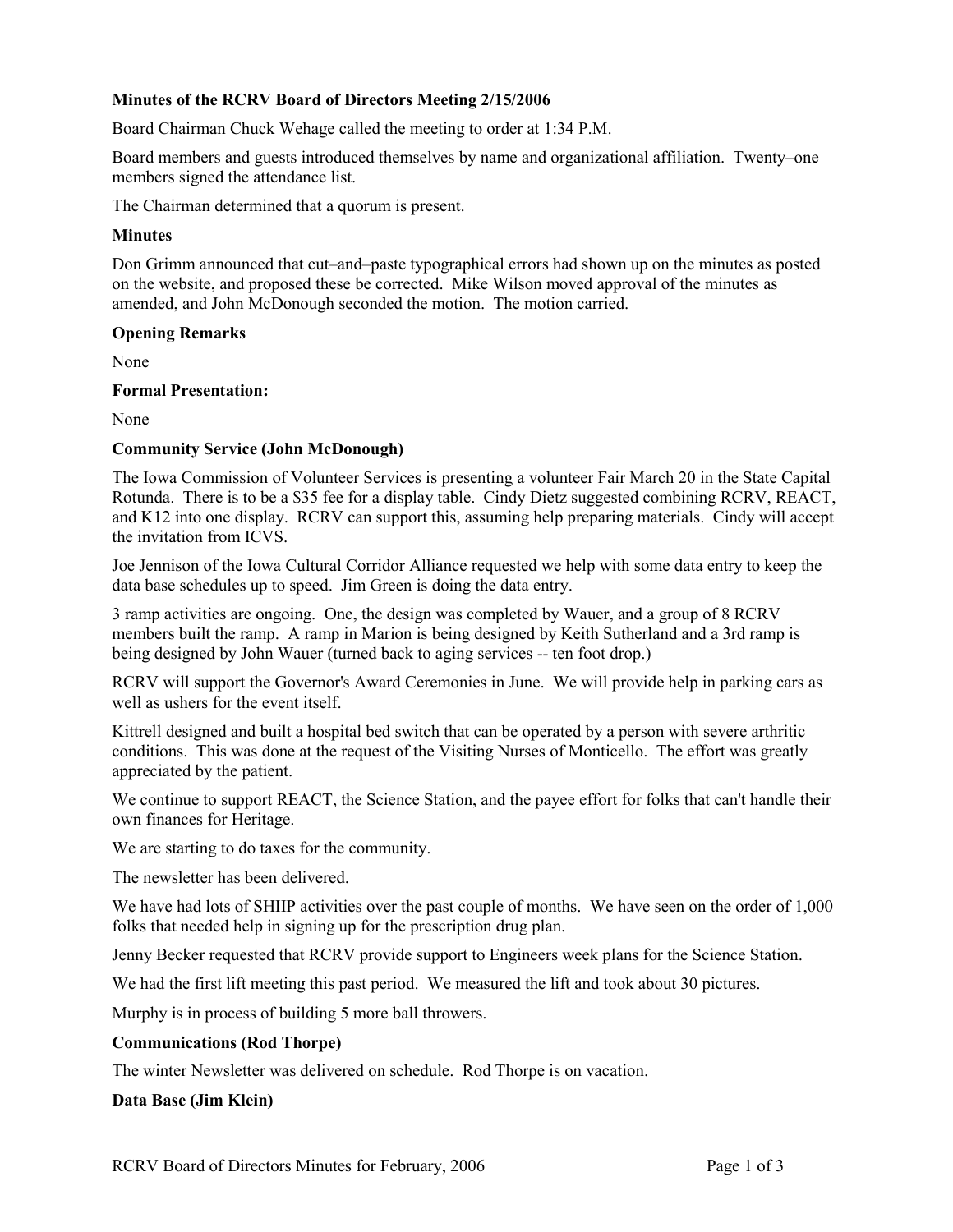**Minutes of the RCRV Board of Directors Meeting 2/15/2006**

Board Chairman Chuck Wehage called the meeting to order at 1:34 P.M.

Board members and guests introduced themselves by name and organizational affiliation. Twenty–one members signed the attendance list.

The Chairman determined that a quorum is present.

**Minutes**

Don Grimm announced that cut–and–paste typographical errors had shown up on the minutes as posted on the website, and proposed these be corrected. Mike Wilson moved approval of the minutes as amended, and John McDonough seconded the motion. The motion carried.

**Opening Remarks**

None

**Formal Presentation:**

None

**Community Service (John McDonough)**

The Iowa Commission of Volunteer Services is presenting a volunteer Fair March 20 in the State Capital Rotunda. There is to be a $35 fee for a display table. Cindy Dietz suggested combining RCRV, REACT, and K12 into one display. RCRV can support this, assuming help preparing materials. Cindy will accept the invitation from ICVS.

Joe Jennison of the Iowa Cultural Corridor Alliance requested we help with some data entry to keep the data base schedules up to speed. Jim Green is doing the data entry.

3 ramp activities are ongoing. One, the design was completed by Wauer, and a group of 8 RCRV members built the ramp. A ramp in Marion is being designed by Keith Sutherland and a 3rd ramp is being designed by John Wauer (turned back to aging services -- ten foot drop.)

RCRV will support the Governor's Award Ceremonies in June. We will provide help in parking cars as well as ushers for the event itself.

Kittrell designed and built a hospital bed switch that can be operated by a person with severe arthritic conditions. This was done at the request of the Visiting Nurses of Monticello. The effort was greatly appreciated by the patient.

We continue to support REACT, the Science Station, and the payee effort for folks that can't handle their own finances for Heritage.

We are starting to do taxes for the community.

The newsletter has been delivered.

We have had lots of SHIIP activities over the past couple of months. We have seen on the order of 1,000 folks that needed help in signing up for the prescription drug plan.

Jenny Becker requested that RCRV provide support to Engineers week plans for the Science Station.

We had the first lift meeting this past period. We measured the lift and took about 30 pictures.

Murphy is in process of building 5 more ball throwers.

**Communications (Rod Thorpe)**

The winter Newsletter was delivered on schedule. Rod Thorpe is on vacation.

**Data Base (Jim Klein)**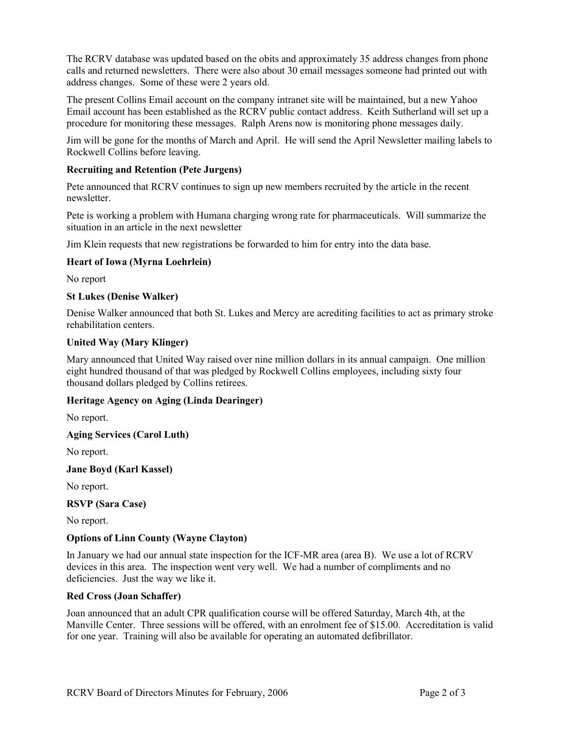The RCRV database was updated based on the obits and approximately 35 address changes from phone calls and returned newsletters. There were also about 30 email messages someone had printed out with address changes. Some of these were 2 years old.

The present Collins Email account on the company intranet site will be maintained, but a new Yahoo Email account has been established as the RCRV public contact address. Keith Sutherland will set up a procedure for monitoring these messages. Ralph Arens now is monitoring phone messages daily.

Jim will be gone for the months of March and April. He will send the April Newsletter mailing labels to Rockwell Collins before leaving.

**Recruiting and Retention (Pete Jurgens)**

Pete announced that RCRV continues to sign up new members recruited by the article in the recent newsletter.

Pete is working a problem with Humana charging wrong rate for pharmaceuticals. Will summarize the situation in an article in the next newsletter

Jim Klein requests that new registrations be forwarded to him for entry into the data base.

**Heart of Iowa (Myrna Loehrlein)**

No report

**St Lukes (Denise Walker)**

Denise Walker announced that both St. Lukes and Mercy are acrediting facilities to act as primary stroke rehabilitation centers.

**United Way (Mary Klinger)**

Mary announced that United Way raised over nine million dollars in its annual campaign. One million eight hundred thousand of that was pledged by Rockwell Collins employees, including sixty four thousand dollars pledged by Collins retirees.

**Heritage Agency on Aging (Linda Dearinger)**

No report.

**Aging Services (Carol Luth)**

No report.

**Jane Boyd (Karl Kassel)**

No report.

**RSVP (Sara Case)**

No report.

**Options of Linn County (Wayne Clayton)**

In January we had our annual state inspection for the ICF-MR area (area B). We use a lot of RCRV devices in this area. The inspection went very well. We had a number of compliments and no deficiencies. Just the way we like it.

**Red Cross (Joan Schaffer)**

Joan announced that an adult CPR qualification course will be offered Saturday, March 4th, at the Manville Center. Three sessions will be offered, with an enrolment fee of $15.00. Accreditation is valid for one year. Training will also be available for operating an automated defibrillator.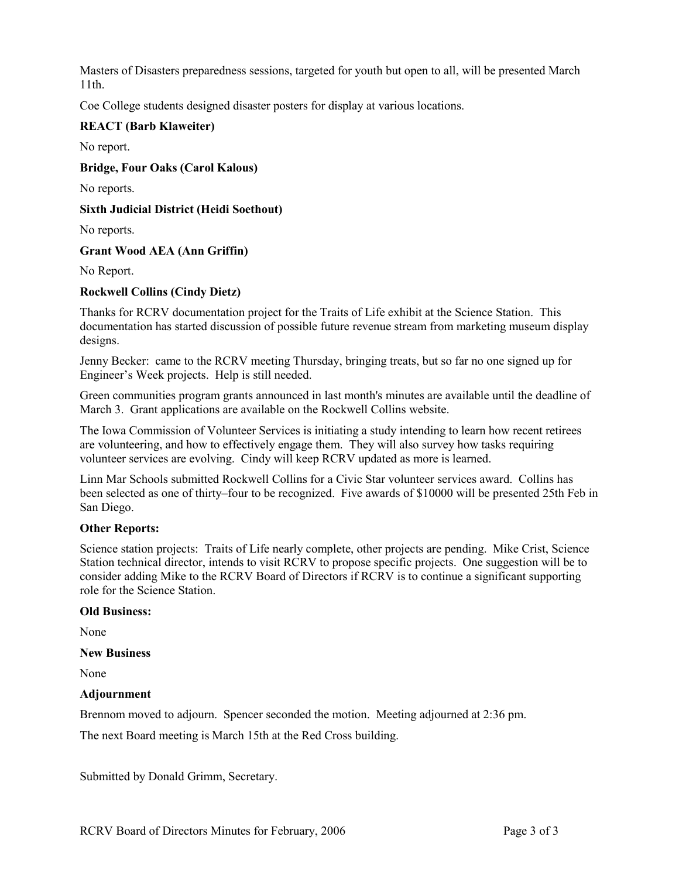Masters of Disasters preparedness sessions, targeted for youth but open to all, will be presented March 11th.

Coe College students designed disaster posters for display at various locations.

**REACT (Barb Klaweiter)**

No report.

**Bridge, Four Oaks (Carol Kalous)**

No reports.

**Sixth Judicial District (Heidi Soethout)**

No reports.

**Grant Wood AEA (Ann Griffin)**

No Report.

**Rockwell Collins (Cindy Dietz)**

Thanks for RCRV documentation project for the Traits of Life exhibit at the Science Station. This documentation has started discussion of possible future revenue stream from marketing museum display designs.

Jenny Becker: came to the RCRV meeting Thursday, bringing treats, but so far no one signed up for Engineer's Week projects. Help is still needed.

Green communities program grants announced in last month's minutes are available until the deadline of March 3. Grant applications are available on the Rockwell Collins website.

The Iowa Commission of Volunteer Services is initiating a study intending to learn how recent retirees are volunteering, and how to effectively engage them. They will also survey how tasks requiring volunteer services are evolving. Cindy will keep RCRV updated as more is learned.

Linn Mar Schools submitted Rockwell Collins for a Civic Star volunteer services award. Collins has been selected as one of thirty–four to be recognized. Five awards of $10000 will be presented 25th Feb in San Diego.

**Other Reports:**

Science station projects: Traits of Life nearly complete, other projects are pending. Mike Crist, Science Station technical director, intends to visit RCRV to propose specific projects. One suggestion will be to consider adding Mike to the RCRV Board of Directors if RCRV is to continue a significant supporting role for the Science Station.

**Old Business:**

None

**New Business**

None

**Adjournment**

Brennom moved to adjourn. Spencer seconded the motion. Meeting adjourned at 2:36 pm.

The next Board meeting is March 15th at the Red Cross building.

Submitted by Donald Grimm, Secretary.